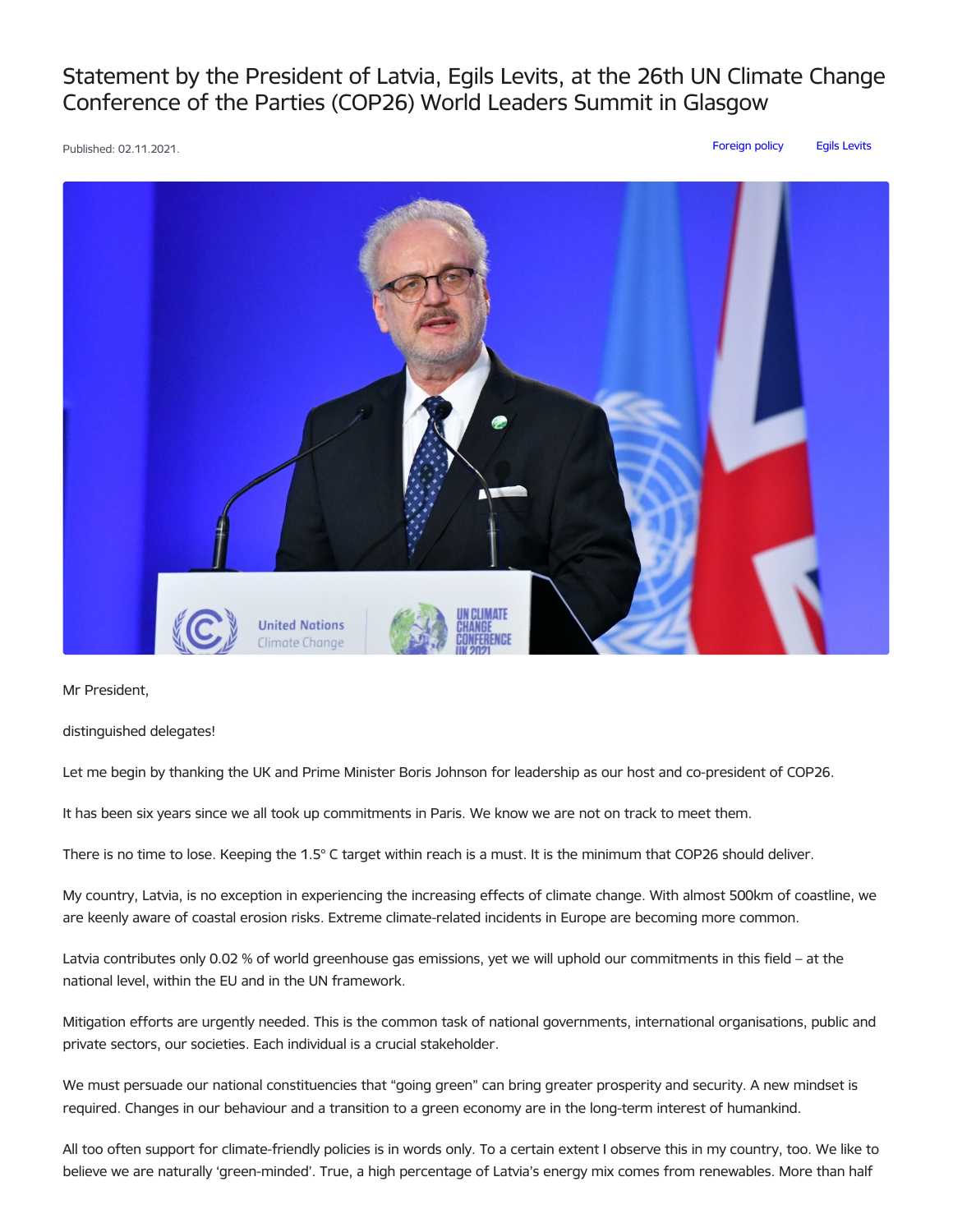# Statement by the President of Latvia, Egils Levits, at the 26th UN Climate Change Conference of the Parties (COP26) World Leaders Summit in Glasgow

Published: 02.11.2021.

Foreign policy Egils Levits

Mr President,

distinguished delegates!

Let me begin by thanking the UK and Prime Minister Boris Johnson for leadership as our host and co-president of COP26.

It has been six years since we all took up commitments in Paris. We know we are not on track to meet them.

There is no time to lose. Keeping the 1.5° C target within reach is a must. It is the minimum that COP26 should deliver.

My country, Latvia, is no exception in experiencing the increasing effects of climate change. With almost 500km of coastline, we are keenly aware of coastal erosion risks. Extreme climate-related incidents in Europe are becoming more common.

Latvia contributes only 0.02 % of world greenhouse gas emissions, yet we will uphold our commitments in this field – at the national level, within the EU and in the UN framework.

Mitigation efforts are urgently needed. This is the common task of national governments, international organisations, public and private sectors, our societies. Each individual is a crucial stakeholder.

We must persuade our national constituencies that "going green" can bring greater prosperity and security. A new mindset is required. Changes in our behaviour and a transition to a green economy are in the long-term interest of humankind.

All too often support for climate-friendly policies is in words only. To a certain extent I observe this in my country, too. We like to believe we are naturally 'green-minded'. True, a high percentage of Latvia's energy mix comes from renewables. More than half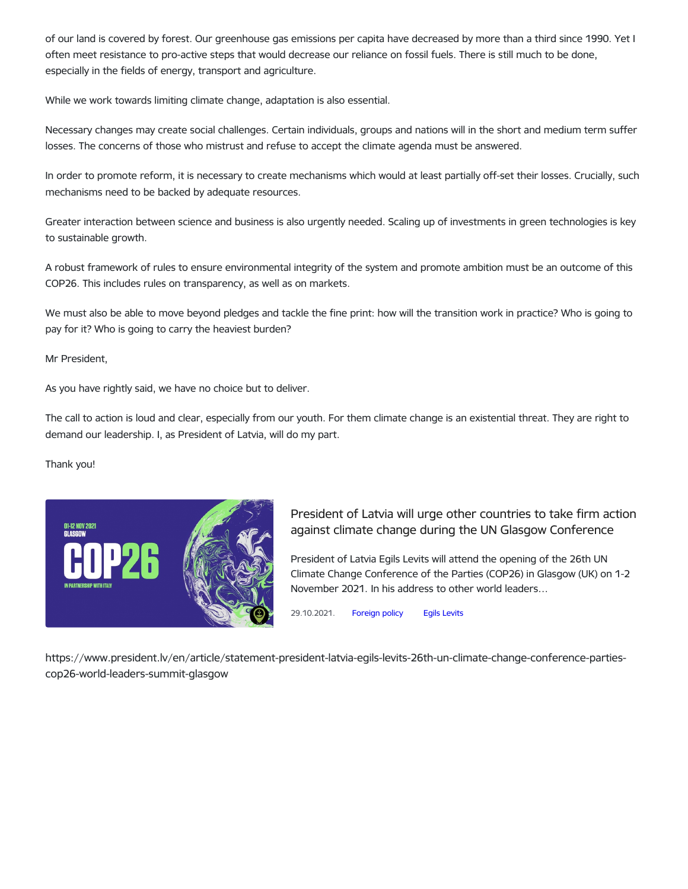of our land is covered by forest. Our greenhouse gas emissions per capita have decreased by more than a third since 1990. Yet I often meet resistance to pro-active steps that would decrease our reliance on fossil fuels. There is still much to be done, especially in the fields of energy, transport and agriculture.

While we work towards limiting climate change, adaptation is also essential.

Necessary changes may create social challenges. Certain individuals, groups and nations will in the short and medium term suffer losses. The concerns of those who mistrust and refuse to accept the climate agenda must be answered.

In order to promote reform, it is necessary to create mechanisms which would at least partially off-set their losses. Crucially, such mechanisms need to be backed by adequate resources.

Greater interaction between science and business is also urgently needed. Scaling up of investments in green technologies is key to sustainable growth.

A robust framework of rules to ensure environmental integrity of the system and promote ambition must be an outcome of this COP26. This includes rules on transparency, as well as on markets.

We must also be able to move beyond pledges and tackle the fine print: how will the transition work in practice? Who is going to pay for it? Who is going to carry the heaviest burden?

Mr President,

As you have rightly said, we have no choice but to deliver.

The call to action is loud and clear, especially from our youth. For them climate change is an existential threat. They are right to demand our leadership. I, as President of Latvia, will do my part.

Thank you!

01-12 NOV 2021
GLASGOW
COP26
IN PARTNERSHIP WITH ITALY

President of Latvia will urge other countries to take firm action against climate change during the UN Glasgow Conference

President of Latvia Egils Levits will attend the opening of the 26th UN Climate Change Conference of the Parties (COP26) in Glasgow (UK) on 1-2 November 2021. In his address to other world leaders…

29.10.2021. Foreign policy Egils Levits

https://www.president.lv/en/article/statement-president-latvia-egils-levits-26th-un-climate-change-conference-parties-cop26-world-leaders-summit-glasgow